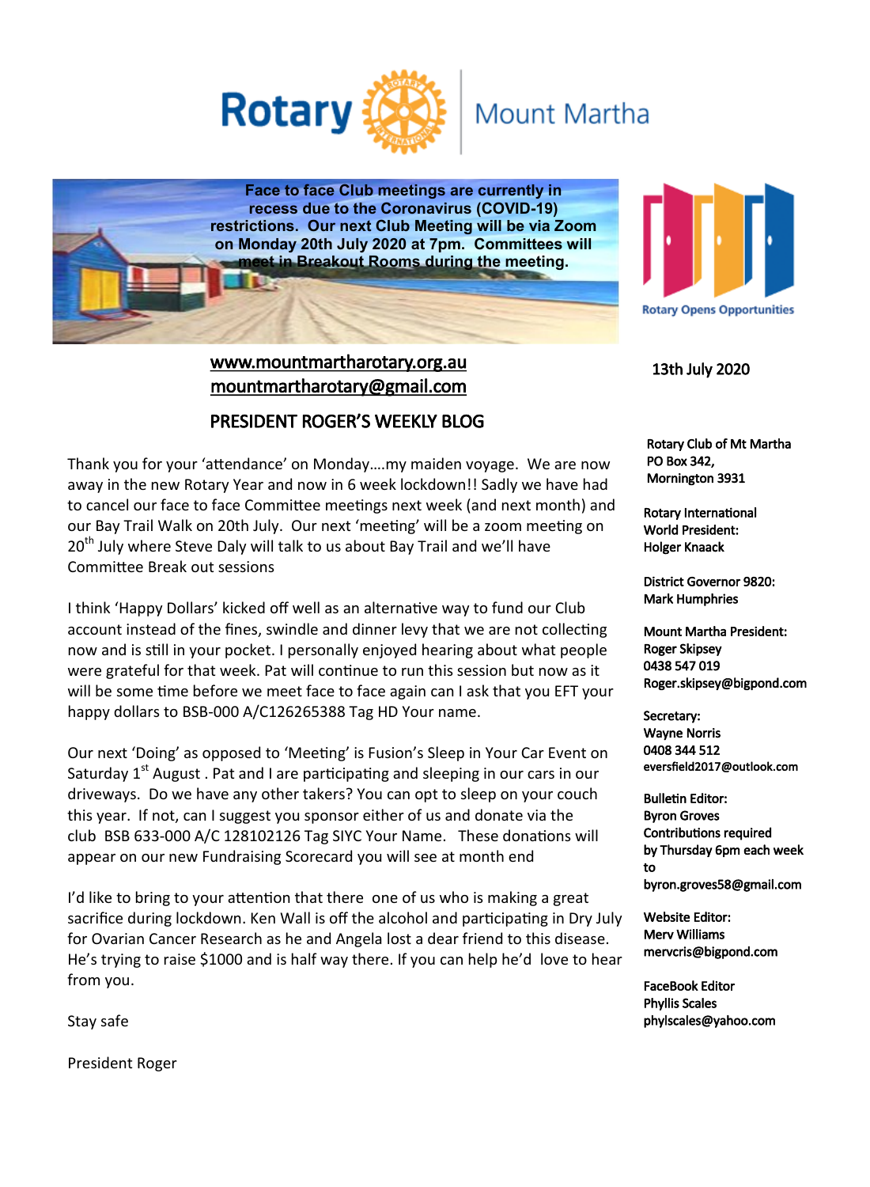# Rotary Mount Martha

**Face to face Club meetings are currently in recess due to the Coronavirus (COVID-19) restrictions. Our next Club Meeting will be via Zoom on Monday 20th July 2020 at 7pm. Committees will meet in Breakout Rooms during the meeting.**

Rotary Opens Opportunities

www.mountmartharotary.org.au
mountmartharotary@gmail.com

13th July 2020

## PRESIDENT ROGER'S WEEKLY BLOG

Thank you for your 'attendance' on Monday….my maiden voyage. We are now away in the new Rotary Year and now in 6 week lockdown!! Sadly we have had to cancel our face to face Committee meetings next week (and next month) and our Bay Trail Walk on 20th July. Our next 'meeting' will be a zoom meeting on 20th July where Steve Daly will talk to us about Bay Trail and we'll have Committee Break out sessions

I think 'Happy Dollars' kicked off well as an alternative way to fund our Club account instead of the fines, swindle and dinner levy that we are not collecting now and is still in your pocket. I personally enjoyed hearing about what people were grateful for that week. Pat will continue to run this session but now as it will be some time before we meet face to face again can I ask that you EFT your happy dollars to BSB-000 A/C126265388 Tag HD Your name.

Our next 'Doing' as opposed to 'Meeting' is Fusion's Sleep in Your Car Event on Saturday 1st August . Pat and I are participating and sleeping in our cars in our driveways. Do we have any other takers? You can opt to sleep on your couch this year. If not, can I suggest you sponsor either of us and donate via the club BSB 633-000 A/C 128102126 Tag SIYC Your Name. These donations will appear on our new Fundraising Scorecard you will see at month end

I'd like to bring to your attention that there one of us who is making a great sacrifice during lockdown. Ken Wall is off the alcohol and participating in Dry July for Ovarian Cancer Research as he and Angela lost a dear friend to this disease. He's trying to raise $1000 and is half way there. If you can help he'd love to hear from you.

Stay safe

President Roger

---

Rotary Club of Mt Martha
PO Box 342,
Mornington 3931

Rotary International World President:
Holger Knaack

District Governor 9820:
Mark Humphries

Mount Martha President:
Roger Skipsey
0438 547 019
Roger.skipsey@bigpond.com

Secretary:
Wayne Norris
0408 344 512
eversfield2017@outlook.com

Bulletin Editor:
Byron Groves
Contributions required by Thursday 6pm each week to
byron.groves58@gmail.com

Website Editor:
Merv Williams
mervcris@bigpond.com

FaceBook Editor
Phyllis Scales
phylscales@yahoo.com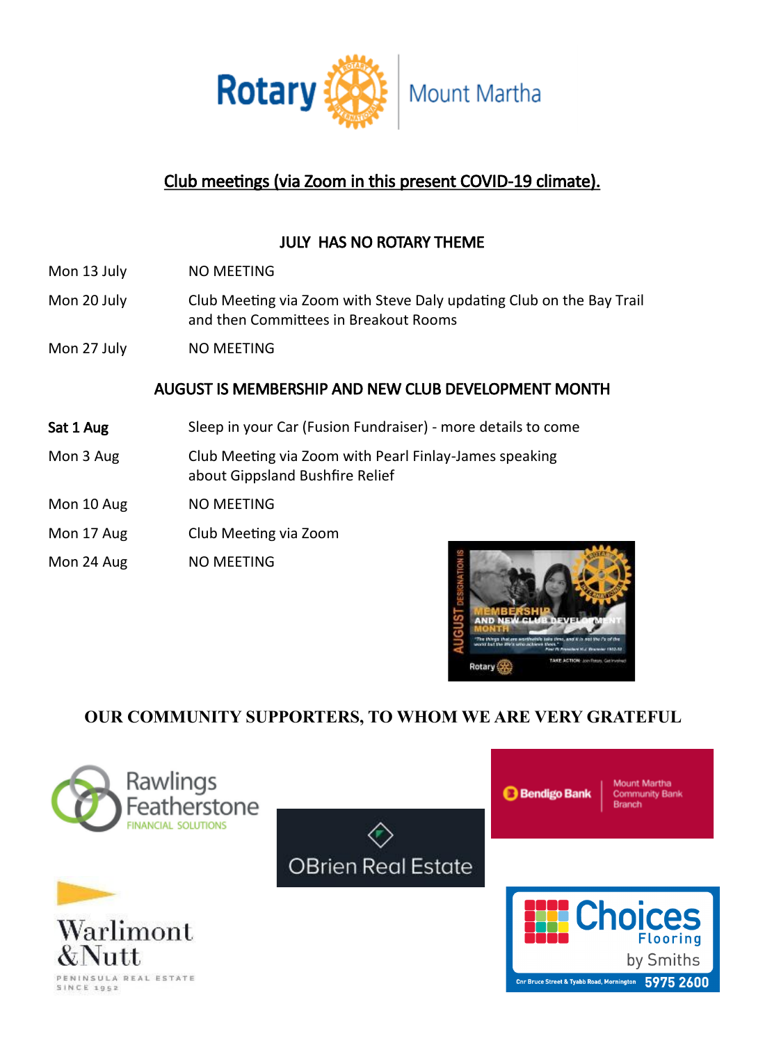Rotary Mount Martha

## Club meetings (via Zoom in this present COVID-19 climate).

### JULY HAS NO ROTARY THEME

| | |
|---|---|
| Mon 13 July | NO MEETING |
| Mon 20 July | Club Meeting via Zoom with Steve Daly updating Club on the Bay Trail and then Committees in Breakout Rooms |
| Mon 27 July | NO MEETING |

### AUGUST IS MEMBERSHIP AND NEW CLUB DEVELOPMENT MONTH

| | |
|---|---|
| **Sat 1 Aug** | Sleep in your Car (Fusion Fundraiser) - more details to come |
| Mon 3 Aug | Club Meeting via Zoom with Pearl Finlay-James speaking about Gippsland Bushfire Relief |
| Mon 10 Aug | NO MEETING |
| Mon 17 Aug | Club Meeting via Zoom |
| Mon 24 Aug | NO MEETING |

### OUR COMMUNITY SUPPORTERS, TO WHOM WE ARE VERY GRATEFUL

Rawlings Featherstone FINANCIAL SOLUTIONS

OBrien Real Estate

Bendigo Bank | Mount Martha Community Bank Branch

Warlimont & Nutt PENINSULA REAL ESTATE SINCE 1952

Choices Flooring by Smiths — Cnr Bruce Street & Tyabb Road, Mornington 5975 2600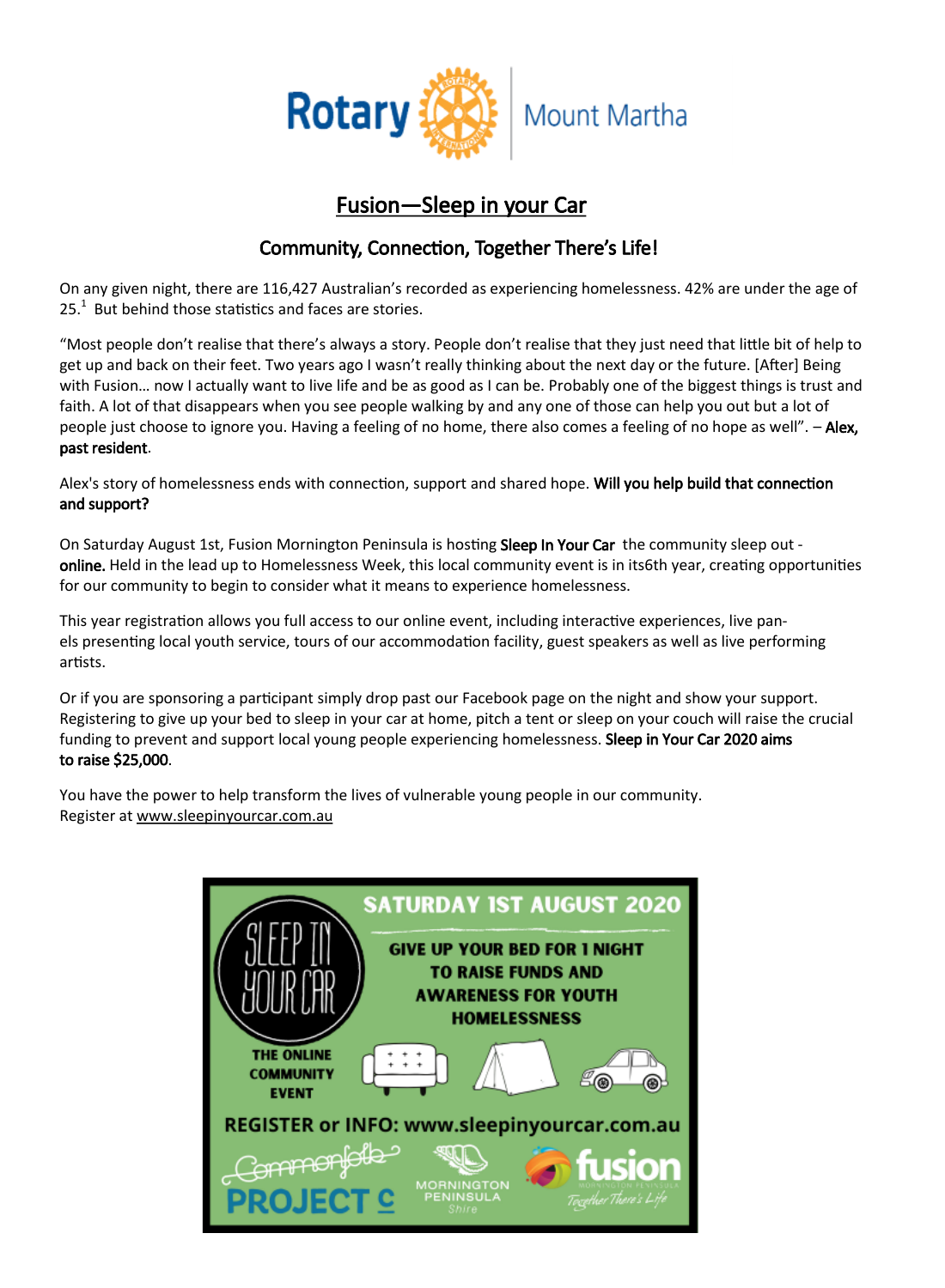Rotary Mount Martha

# Fusion—Sleep in your Car

## Community, Connection, Together There's Life!

On any given night, there are 116,427 Australian's recorded as experiencing homelessness. 42% are under the age of 25.[1] But behind those statistics and faces are stories.

"Most people don't realise that there's always a story. People don't realise that they just need that little bit of help to get up and back on their feet. Two years ago I wasn't really thinking about the next day or the future. [After] Being with Fusion… now I actually want to live life and be as good as I can be. Probably one of the biggest things is trust and faith. A lot of that disappears when you see people walking by and any one of those can help you out but a lot of people just choose to ignore you. Having a feeling of no home, there also comes a feeling of no hope as well". – **Alex, past resident**.

Alex's story of homelessness ends with connection, support and shared hope. **Will you help build that connection and support?**

On Saturday August 1st, Fusion Mornington Peninsula is hosting **Sleep In Your Car** the community sleep out - **online.** Held in the lead up to Homelessness Week, this local community event is in its6th year, creating opportunities for our community to begin to consider what it means to experience homelessness.

This year registration allows you full access to our online event, including interactive experiences, live panels presenting local youth service, tours of our accommodation facility, guest speakers as well as live performing artists.

Or if you are sponsoring a participant simply drop past our Facebook page on the night and show your support. Registering to give up your bed to sleep in your car at home, pitch a tent or sleep on your couch will raise the crucial funding to prevent and support local young people experiencing homelessness. **Sleep in Your Car 2020 aims to raise $25,000**.

You have the power to help transform the lives of vulnerable young people in our community.
Register at www.sleepinyourcar.com.au

SLEEP IN YOUR CAR

SATURDAY 1ST AUGUST 2020

GIVE UP YOUR BED FOR 1 NIGHT TO RAISE FUNDS AND AWARENESS FOR YOUTH HOMELESSNESS

THE ONLINE COMMUNITY EVENT

REGISTER or INFO: www.sleepinyourcar.com.au

Commonfolk PROJECT C | MORNINGTON PENINSULA Shire | fusion MORNINGTON PENINSULA Together There's Life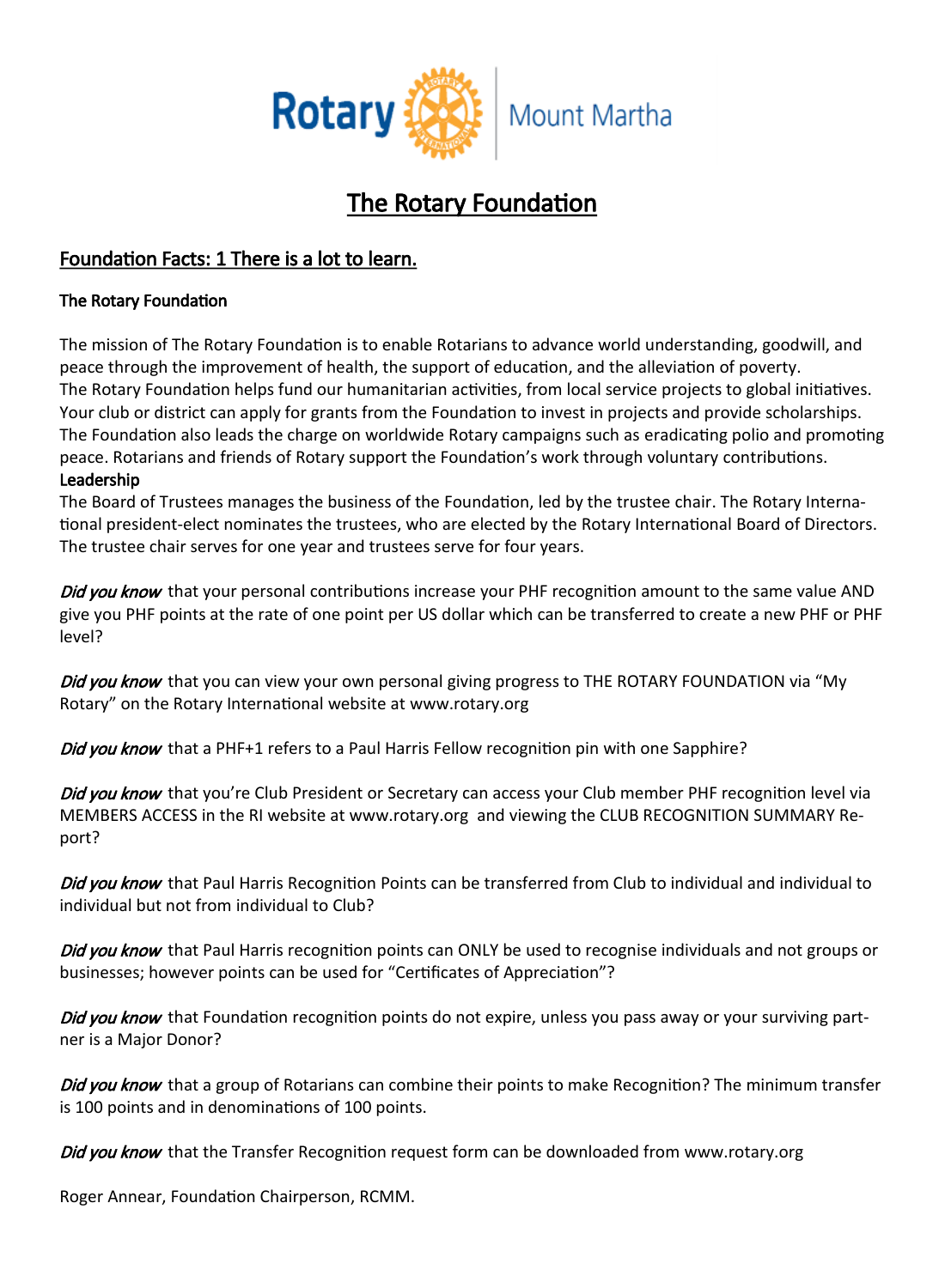Rotary Mount Martha

# The Rotary Foundation

## Foundation Facts: 1 There is a lot to learn.

**The Rotary Foundation**

The mission of The Rotary Foundation is to enable Rotarians to advance world understanding, goodwill, and peace through the improvement of health, the support of education, and the alleviation of poverty.
The Rotary Foundation helps fund our humanitarian activities, from local service projects to global initiatives. Your club or district can apply for grants from the Foundation to invest in projects and provide scholarships. The Foundation also leads the charge on worldwide Rotary campaigns such as eradicating polio and promoting peace. Rotarians and friends of Rotary support the Foundation's work through voluntary contributions.

**Leadership**

The Board of Trustees manages the business of the Foundation, led by the trustee chair. The Rotary International president-elect nominates the trustees, who are elected by the Rotary International Board of Directors. The trustee chair serves for one year and trustees serve for four years.

***Did you know*** that your personal contributions increase your PHF recognition amount to the same value AND give you PHF points at the rate of one point per US dollar which can be transferred to create a new PHF or PHF level?

***Did you know*** that you can view your own personal giving progress to THE ROTARY FOUNDATION via "My Rotary" on the Rotary International website at www.rotary.org

***Did you know*** that a PHF+1 refers to a Paul Harris Fellow recognition pin with one Sapphire?

***Did you know*** that you're Club President or Secretary can access your Club member PHF recognition level via MEMBERS ACCESS in the RI website at www.rotary.org and viewing the CLUB RECOGNITION SUMMARY Report?

***Did you know*** that Paul Harris Recognition Points can be transferred from Club to individual and individual to individual but not from individual to Club?

***Did you know*** that Paul Harris recognition points can ONLY be used to recognise individuals and not groups or businesses; however points can be used for "Certificates of Appreciation"?

***Did you know*** that Foundation recognition points do not expire, unless you pass away or your surviving partner is a Major Donor?

***Did you know*** that a group of Rotarians can combine their points to make Recognition? The minimum transfer is 100 points and in denominations of 100 points.

***Did you know*** that the Transfer Recognition request form can be downloaded from www.rotary.org

Roger Annear, Foundation Chairperson, RCMM.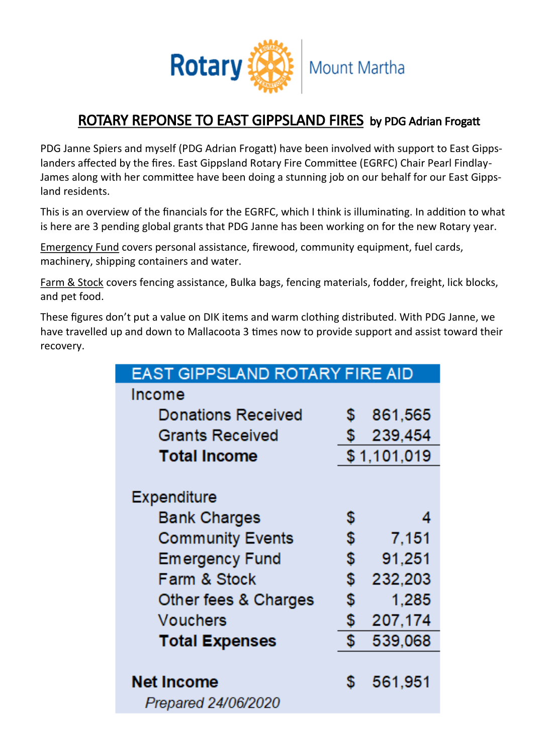Rotary Mount Martha

# ROTARY REPONSE TO EAST GIPPSLAND FIRES by PDG Adrian Frogatt

PDG Janne Spiers and myself (PDG Adrian Frogatt) have been involved with support to East Gippslanders affected by the fires. East Gippsland Rotary Fire Committee (EGRFC) Chair Pearl Findlay-James along with her committee have been doing a stunning job on our behalf for our East Gippsland residents.

This is an overview of the financials for the EGRFC, which I think is illuminating. In addition to what is here are 3 pending global grants that PDG Janne has been working on for the new Rotary year.

Emergency Fund covers personal assistance, firewood, community equipment, fuel cards, machinery, shipping containers and water.

Farm & Stock covers fencing assistance, Bulka bags, fencing materials, fodder, freight, lick blocks, and pet food.

These figures don't put a value on DIK items and warm clothing distributed. With PDG Janne, we have travelled up and down to Mallacoota 3 times now to provide support and assist toward their recovery.

| EAST GIPPSLAND ROTARY FIRE AID | |
|---|---|
| **Income** | |
| Donations Received | $ 861,565 |
| Grants Received | $ 239,454 |
| **Total Income** | **$ 1,101,019** |
| | |
| **Expenditure** | |
| Bank Charges | $ 4 |
| Community Events | $ 7,151 |
| Emergency Fund | $ 91,251 |
| Farm & Stock | $ 232,203 |
| Other fees & Charges | $ 1,285 |
| Vouchers | $ 207,174 |
| **Total Expenses** | **$ 539,068** |
| | |
| **Net Income** | **$ 561,951** |
| *Prepared 24/06/2020* | |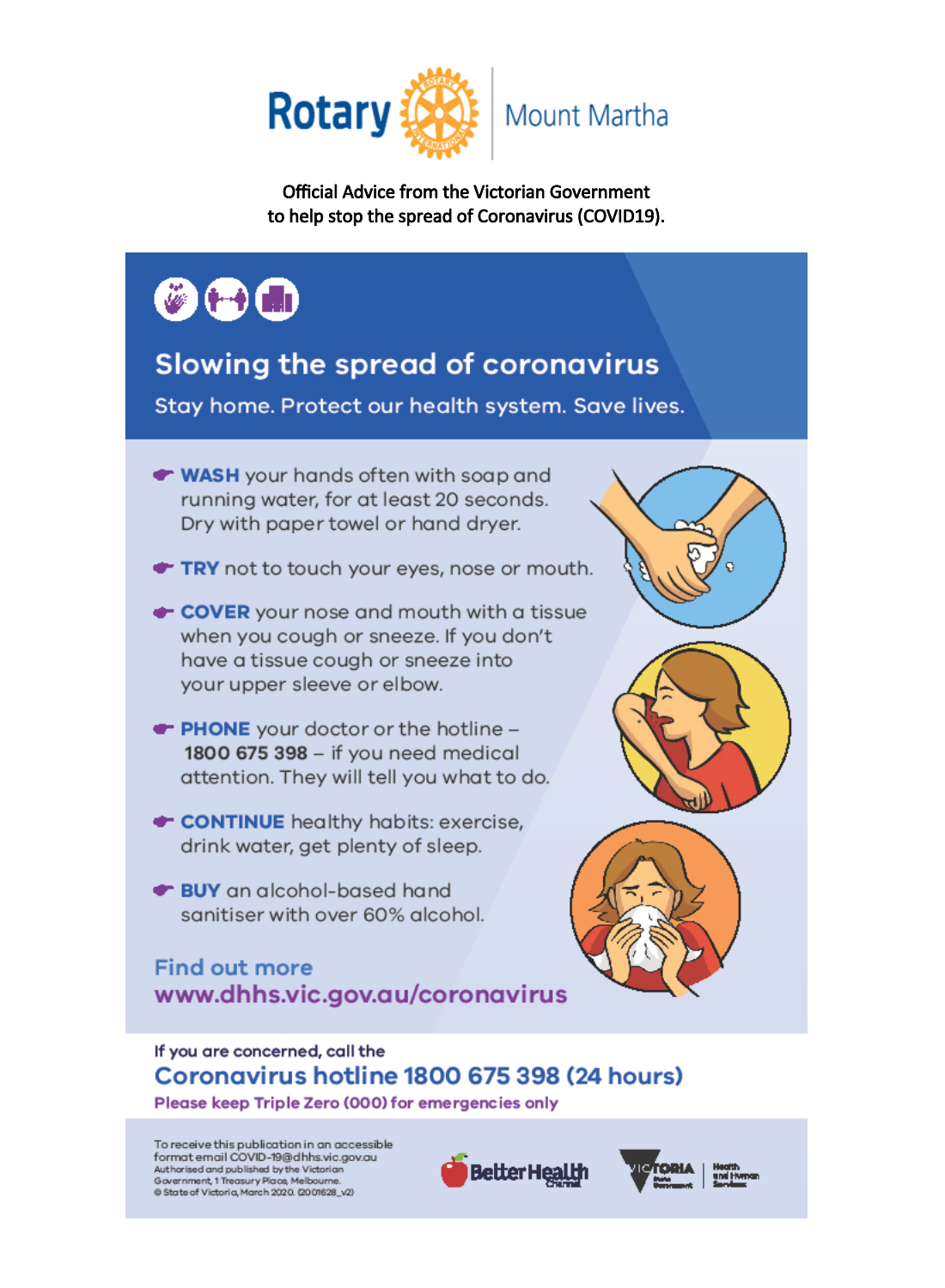Rotary | Mount Martha

Official Advice from the Victorian Government
to help stop the spread of Coronavirus (COVID19).

# Slowing the spread of coronavirus

Stay home. Protect our health system. Save lives.

- **WASH** your hands often with soap and running water, for at least 20 seconds. Dry with paper towel or hand dryer.
- **TRY** not to touch your eyes, nose or mouth.
- **COVER** your nose and mouth with a tissue when you cough or sneeze. If you don't have a tissue cough or sneeze into your upper sleeve or elbow.
- **PHONE** your doctor or the hotline – **1800 675 398** – if you need medical attention. They will tell you what to do.
- **CONTINUE** healthy habits: exercise, drink water, get plenty of sleep.
- **BUY** an alcohol-based hand sanitiser with over 60% alcohol.

## Find out more

**www.dhhs.vic.gov.au/coronavirus**

If you are concerned, call the

## Coronavirus hotline 1800 675 398 (24 hours)

**Please keep Triple Zero (000) for emergencies only**

To receive this publication in an accessible format email COVID-19@dhhs.vic.gov.au
Authorised and published by the Victorian Government, 1 Treasury Place, Melbourne.
© State of Victoria, March 2020. (2001628_v2)

Better Health Channel | Victoria State Government | Health and Human Services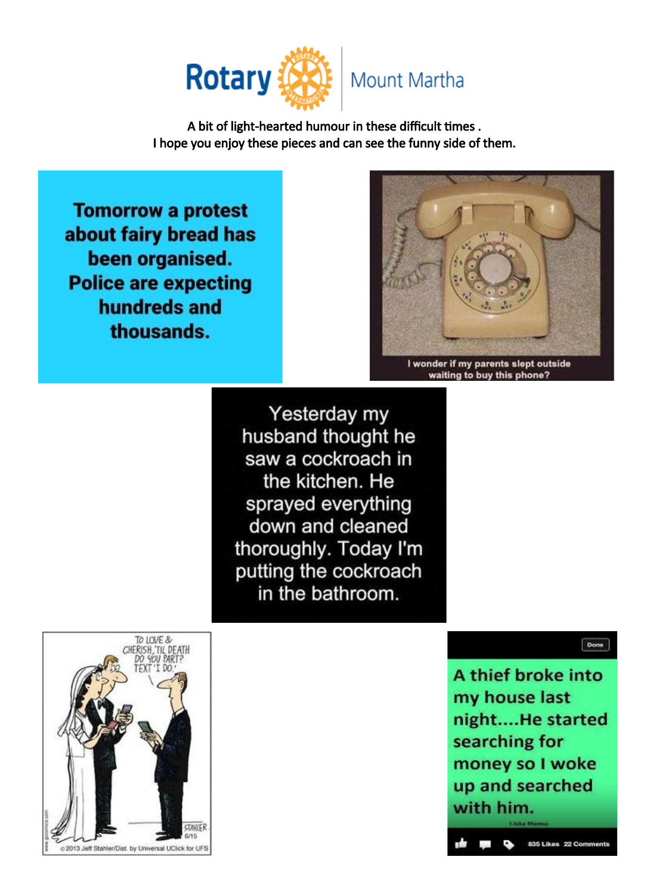Rotary Mount Martha

A bit of light-hearted humour in these difficult times .
I hope you enjoy these pieces and can see the funny side of them.

**Tomorrow a protest about fairy bread has been organised. Police are expecting hundreds and thousands.**

I wonder if my parents slept outside waiting to buy this phone?

Yesterday my husband thought he saw a cockroach in the kitchen. He sprayed everything down and cleaned thoroughly. Today I'm putting the cockroach in the bathroom.

TO LOVE & CHERISH, 'TIL DEATH DO YOU PART? TEXT 'I DO.'

STAHLER 6/15

© 2013 Jeff Stahler/Dist. by Universal UClick for UFS

**A thief broke into my house last night....He started searching for money so I woke up and searched with him.**

835 Likes 22 Comments